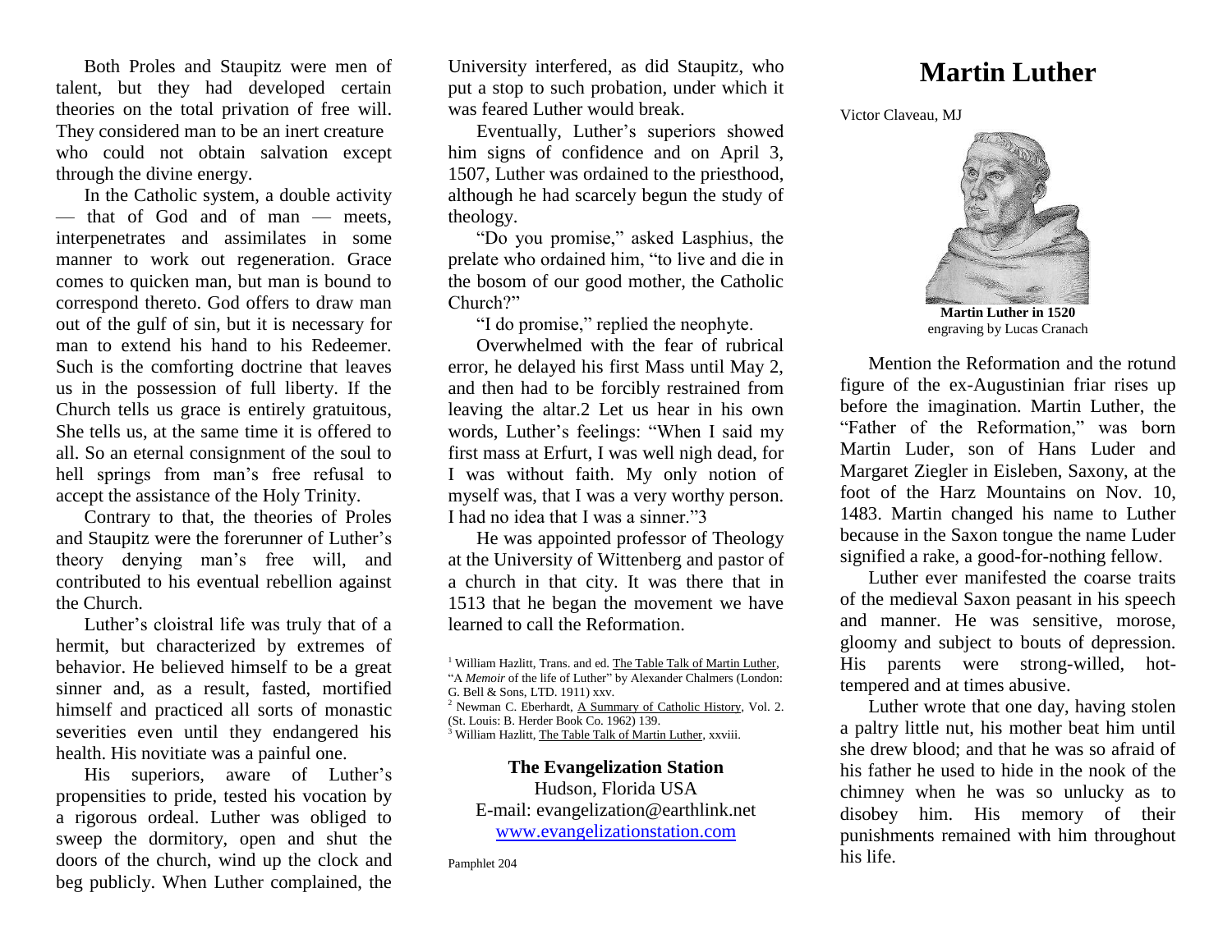# Martin Luther

Victor Claveau, MJ

**Martin Luther in 1520**
engraving by Lucas Cranach

Mention the Reformation and the rotund figure of the ex-Augustinian friar rises up before the imagination. Martin Luther, the "Father of the Reformation," was born Martin Luder, son of Hans Luder and Margaret Ziegler in Eisleben, Saxony, at the foot of the Harz Mountains on Nov. 10, 1483. Martin changed his name to Luther because in the Saxon tongue the name Luder signified a rake, a good-for-nothing fellow.

Luther ever manifested the coarse traits of the medieval Saxon peasant in his speech and manner. He was sensitive, morose, gloomy and subject to bouts of depression. His parents were strong-willed, hot-tempered and at times abusive.

Luther wrote that one day, having stolen a paltry little nut, his mother beat him until she drew blood; and that he was so afraid of his father he used to hide in the nook of the chimney when he was so unlucky as to disobey him. His memory of their punishments remained with him throughout his life.

Both Proles and Staupitz were men of talent, but they had developed certain theories on the total privation of free will. They considered man to be an inert creature who could not obtain salvation except through the divine energy.

In the Catholic system, a double activity — that of God and of man — meets, interpenetrates and assimilates in some manner to work out regeneration. Grace comes to quicken man, but man is bound to correspond thereto. God offers to draw man out of the gulf of sin, but it is necessary for man to extend his hand to his Redeemer. Such is the comforting doctrine that leaves us in the possession of full liberty. If the Church tells us grace is entirely gratuitous, She tells us, at the same time it is offered to all. So an eternal consignment of the soul to hell springs from man's free refusal to accept the assistance of the Holy Trinity.

Contrary to that, the theories of Proles and Staupitz were the forerunner of Luther's theory denying man's free will, and contributed to his eventual rebellion against the Church.

Luther's cloistral life was truly that of a hermit, but characterized by extremes of behavior. He believed himself to be a great sinner and, as a result, fasted, mortified himself and practiced all sorts of monastic severities even until they endangered his health. His novitiate was a painful one.

His superiors, aware of Luther's propensities to pride, tested his vocation by a rigorous ordeal. Luther was obliged to sweep the dormitory, open and shut the doors of the church, wind up the clock and beg publicly. When Luther complained, the University interfered, as did Staupitz, who put a stop to such probation, under which it was feared Luther would break.

Eventually, Luther's superiors showed him signs of confidence and on April 3, 1507, Luther was ordained to the priesthood, although he had scarcely begun the study of theology.

"Do you promise," asked Lasphius, the prelate who ordained him, "to live and die in the bosom of our good mother, the Catholic Church?"

"I do promise," replied the neophyte.

Overwhelmed with the fear of rubrical error, he delayed his first Mass until May 2, and then had to be forcibly restrained from leaving the altar.[2] Let us hear in his own words, Luther's feelings: "When I said my first mass at Erfurt, I was well nigh dead, for I was without faith. My only notion of myself was, that I was a very worthy person. I had no idea that I was a sinner."[3]

He was appointed professor of Theology at the University of Wittenberg and pastor of a church in that city. It was there that in 1513 that he began the movement we have learned to call the Reformation.

---

[1] William Hazlitt, Trans. and ed. The Table Talk of Martin Luther, "A *Memoir* of the life of Luther" by Alexander Chalmers (London: G. Bell & Sons, LTD. 1911) xxv.

[2] Newman C. Eberhardt, A Summary of Catholic History, Vol. 2. (St. Louis: B. Herder Book Co. 1962) 139.

[3] William Hazlitt, The Table Talk of Martin Luther, xxviii.

**The Evangelization Station**
Hudson, Florida USA
E-mail: evangelization@earthlink.net
www.evangelizationstation.com

Pamphlet 204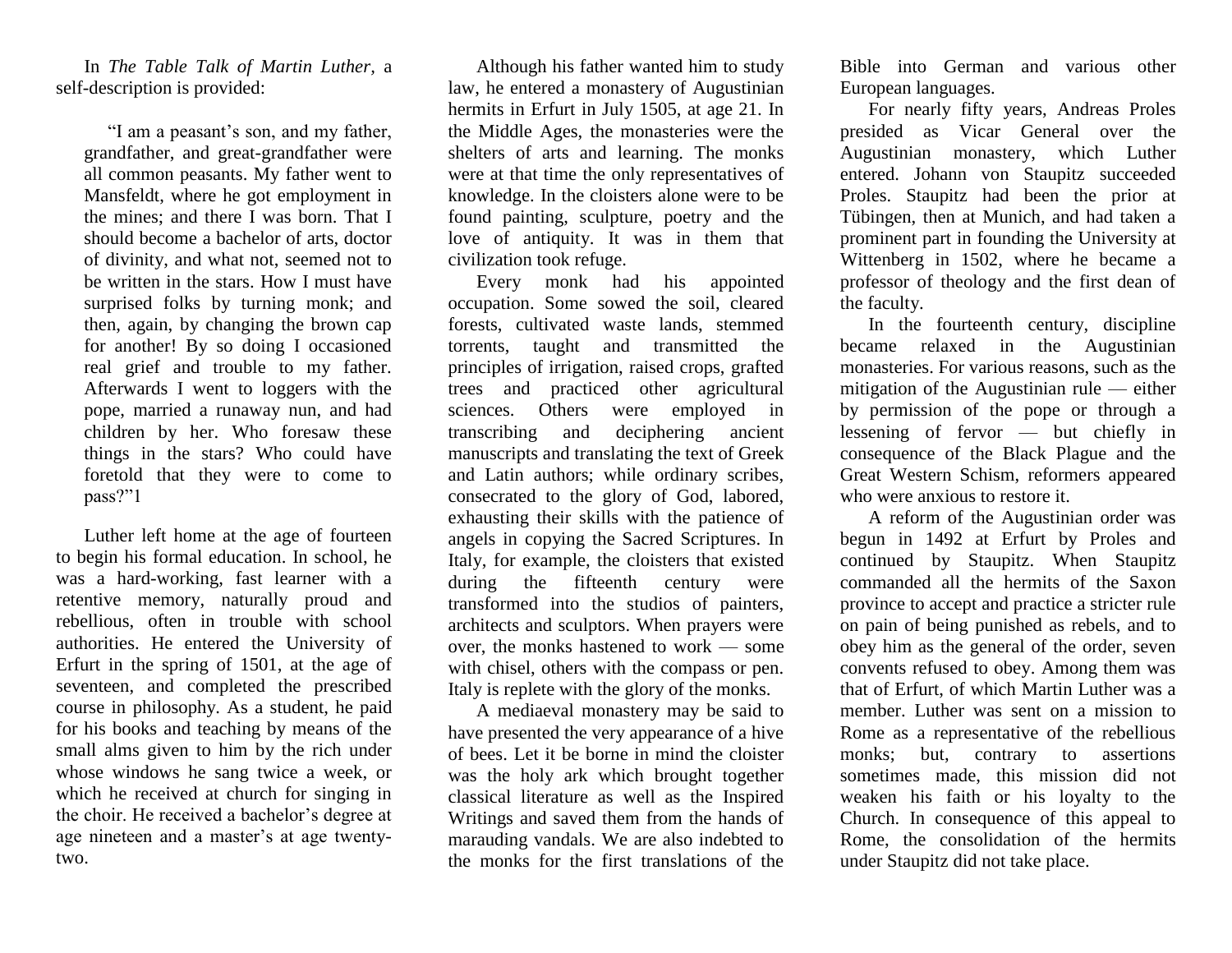In *The Table Talk of Martin Luther*, a self-description is provided:

> "I am a peasant's son, and my father, grandfather, and great-grandfather were all common peasants. My father went to Mansfeldt, where he got employment in the mines; and there I was born. That I should become a bachelor of arts, doctor of divinity, and what not, seemed not to be written in the stars. How I must have surprised folks by turning monk; and then, again, by changing the brown cap for another! By so doing I occasioned real grief and trouble to my father. Afterwards I went to loggers with the pope, married a runaway nun, and had children by her. Who foresaw these things in the stars? Who could have foretold that they were to come to pass?"[1]

Luther left home at the age of fourteen to begin his formal education. In school, he was a hard-working, fast learner with a retentive memory, naturally proud and rebellious, often in trouble with school authorities. He entered the University of Erfurt in the spring of 1501, at the age of seventeen, and completed the prescribed course in philosophy. As a student, he paid for his books and teaching by means of the small alms given to him by the rich under whose windows he sang twice a week, or which he received at church for singing in the choir. He received a bachelor's degree at age nineteen and a master's at age twenty-two.

Although his father wanted him to study law, he entered a monastery of Augustinian hermits in Erfurt in July 1505, at age 21. In the Middle Ages, the monasteries were the shelters of arts and learning. The monks were at that time the only representatives of knowledge. In the cloisters alone were to be found painting, sculpture, poetry and the love of antiquity. It was in them that civilization took refuge.

Every monk had his appointed occupation. Some sowed the soil, cleared forests, cultivated waste lands, stemmed torrents, taught and transmitted the principles of irrigation, raised crops, grafted trees and practiced other agricultural sciences. Others were employed in transcribing and deciphering ancient manuscripts and translating the text of Greek and Latin authors; while ordinary scribes, consecrated to the glory of God, labored, exhausting their skills with the patience of angels in copying the Sacred Scriptures. In Italy, for example, the cloisters that existed during the fifteenth century were transformed into the studios of painters, architects and sculptors. When prayers were over, the monks hastened to work — some with chisel, others with the compass or pen. Italy is replete with the glory of the monks.

A mediaeval monastery may be said to have presented the very appearance of a hive of bees. Let it be borne in mind the cloister was the holy ark which brought together classical literature as well as the Inspired Writings and saved them from the hands of marauding vandals. We are also indebted to the monks for the first translations of the Bible into German and various other European languages.

For nearly fifty years, Andreas Proles presided as Vicar General over the Augustinian monastery, which Luther entered. Johann von Staupitz succeeded Proles. Staupitz had been the prior at Tübingen, then at Munich, and had taken a prominent part in founding the University at Wittenberg in 1502, where he became a professor of theology and the first dean of the faculty.

In the fourteenth century, discipline became relaxed in the Augustinian monasteries. For various reasons, such as the mitigation of the Augustinian rule — either by permission of the pope or through a lessening of fervor — but chiefly in consequence of the Black Plague and the Great Western Schism, reformers appeared who were anxious to restore it.

A reform of the Augustinian order was begun in 1492 at Erfurt by Proles and continued by Staupitz. When Staupitz commanded all the hermits of the Saxon province to accept and practice a stricter rule on pain of being punished as rebels, and to obey him as the general of the order, seven convents refused to obey. Among them was that of Erfurt, of which Martin Luther was a member. Luther was sent on a mission to Rome as a representative of the rebellious monks; but, contrary to assertions sometimes made, this mission did not weaken his faith or his loyalty to the Church. In consequence of this appeal to Rome, the consolidation of the hermits under Staupitz did not take place.